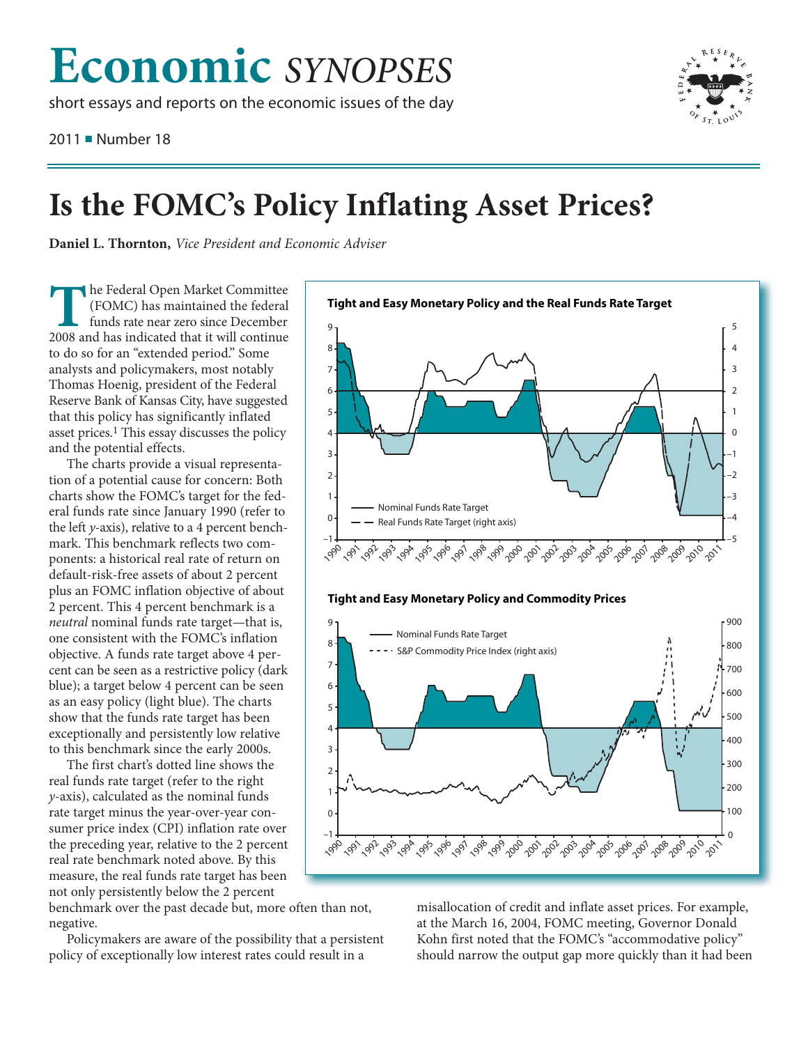# Economic *SYNOPSES*

short essays and reports on the economic issues of the day

2011 ■ Number 18

# Is the FOMC's Policy Inflating Asset Prices?

**Daniel L. Thornton,** *Vice President and Economic Adviser*

The Federal Open Market Committee (FOMC) has maintained the federal funds rate near zero since December 2008 and has indicated that it will continue to do so for an "extended period." Some analysts and policymakers, most notably Thomas Hoenig, president of the Federal Reserve Bank of Kansas City, have suggested that this policy has significantly inflated asset prices.[1] This essay discusses the policy and the potential effects.

The charts provide a visual representation of a potential cause for concern: Both charts show the FOMC's target for the federal funds rate since January 1990 (refer to the left *y*-axis), relative to a 4 percent benchmark. This benchmark reflects two components: a historical real rate of return on default-risk-free assets of about 2 percent plus an FOMC inflation objective of about 2 percent. This 4 percent benchmark is a *neutral* nominal funds rate target—that is, one consistent with the FOMC's inflation objective. A funds rate target above 4 percent can be seen as a restrictive policy (dark blue); a target below 4 percent can be seen as an easy policy (light blue). The charts show that the funds rate target has been exceptionally and persistently low relative to this benchmark since the early 2000s.

The first chart's dotted line shows the real funds rate target (refer to the right *y*-axis), calculated as the nominal funds rate target minus the year-over-year consumer price index (CPI) inflation rate over the preceding year, relative to the 2 percent real rate benchmark noted above. By this measure, the real funds rate target has been not only persistently below the 2 percent benchmark over the past decade but, more often than not, negative.

**Tight and Easy Monetary Policy and the Real Funds Rate Target**

**Tight and Easy Monetary Policy and Commodity Prices**

Policymakers are aware of the possibility that a persistent policy of exceptionally low interest rates could result in a misallocation of credit and inflate asset prices. For example, at the March 16, 2004, FOMC meeting, Governor Donald Kohn first noted that the FOMC's "accommodative policy" should narrow the output gap more quickly than it had been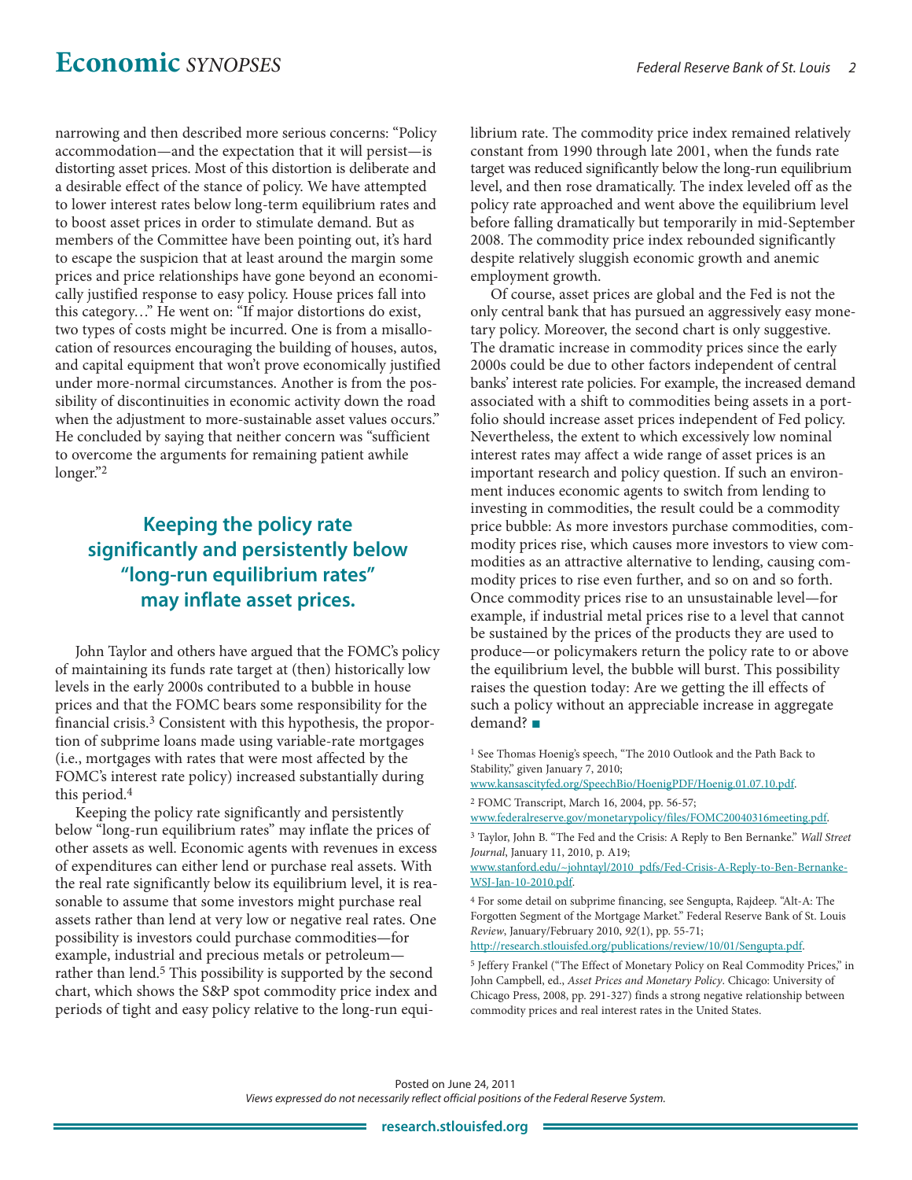narrowing and then described more serious concerns: "Policy accommodation—and the expectation that it will persist—is distorting asset prices. Most of this distortion is deliberate and a desirable effect of the stance of policy. We have attempted to lower interest rates below long-term equilibrium rates and to boost asset prices in order to stimulate demand. But as members of the Committee have been pointing out, it's hard to escape the suspicion that at least around the margin some prices and price relationships have gone beyond an economically justified response to easy policy. House prices fall into this category…" He went on: "If major distortions do exist, two types of costs might be incurred. One is from a misallocation of resources encouraging the building of houses, autos, and capital equipment that won't prove economically justified under more-normal circumstances. Another is from the possibility of discontinuities in economic activity down the road when the adjustment to more-sustainable asset values occurs." He concluded by saying that neither concern was "sufficient to overcome the arguments for remaining patient awhile longer."[2]

## Keeping the policy rate significantly and persistently below "long-run equilibrium rates" may inflate asset prices.

John Taylor and others have argued that the FOMC's policy of maintaining its funds rate target at (then) historically low levels in the early 2000s contributed to a bubble in house prices and that the FOMC bears some responsibility for the financial crisis.[3] Consistent with this hypothesis, the proportion of subprime loans made using variable-rate mortgages (i.e., mortgages with rates that were most affected by the FOMC's interest rate policy) increased substantially during this period.[4]

Keeping the policy rate significantly and persistently below "long-run equilibrium rates" may inflate the prices of other assets as well. Economic agents with revenues in excess of expenditures can either lend or purchase real assets. With the real rate significantly below its equilibrium level, it is reasonable to assume that some investors might purchase real assets rather than lend at very low or negative real rates. One possibility is investors could purchase commodities—for example, industrial and precious metals or petroleum—rather than lend.[5] This possibility is supported by the second chart, which shows the S&P spot commodity price index and periods of tight and easy policy relative to the long-run equilibrium rate. The commodity price index remained relatively constant from 1990 through late 2001, when the funds rate target was reduced significantly below the long-run equilibrium level, and then rose dramatically. The index leveled off as the policy rate approached and went above the equilibrium level before falling dramatically but temporarily in mid-September 2008. The commodity price index rebounded significantly despite relatively sluggish economic growth and anemic employment growth.

Of course, asset prices are global and the Fed is not the only central bank that has pursued an aggressively easy monetary policy. Moreover, the second chart is only suggestive. The dramatic increase in commodity prices since the early 2000s could be due to other factors independent of central banks' interest rate policies. For example, the increased demand associated with a shift to commodities being assets in a portfolio should increase asset prices independent of Fed policy. Nevertheless, the extent to which excessively low nominal interest rates may affect a wide range of asset prices is an important research and policy question. If such an environment induces economic agents to switch from lending to investing in commodities, the result could be a commodity price bubble: As more investors purchase commodities, commodity prices rise, which causes more investors to view commodities as an attractive alternative to lending, causing commodity prices to rise even further, and so on and so forth. Once commodity prices rise to an unsustainable level—for example, if industrial metal prices rise to a level that cannot be sustained by the prices of the products they are used to produce—or policymakers return the policy rate to or above the equilibrium level, the bubble will burst. This possibility raises the question today: Are we getting the ill effects of such a policy without an appreciable increase in aggregate demand? ■

[1] See Thomas Hoenig's speech, "The 2010 Outlook and the Path Back to Stability," given January 7, 2010; www.kansascityfed.org/SpeechBio/HoenigPDF/Hoenig.01.07.10.pdf.

[2] FOMC Transcript, March 16, 2004, pp. 56-57; www.federalreserve.gov/monetarypolicy/files/FOMC20040316meeting.pdf.

[3] Taylor, John B. "The Fed and the Crisis: A Reply to Ben Bernanke." *Wall Street Journal*, January 11, 2010, p. A19; www.stanford.edu/~johntayl/2010_pdfs/Fed-Crisis-A-Reply-to-Ben-Bernanke-WSJ-Jan-10-2010.pdf.

[4] For some detail on subprime financing, see Sengupta, Rajdeep. "Alt-A: The Forgotten Segment of the Mortgage Market." Federal Reserve Bank of St. Louis *Review*, January/February 2010, *92*(1), pp. 55-71; http://research.stlouisfed.org/publications/review/10/01/Sengupta.pdf.

[5] Jeffery Frankel ("The Effect of Monetary Policy on Real Commodity Prices," in John Campbell, ed., *Asset Prices and Monetary Policy*. Chicago: University of Chicago Press, 2008, pp. 291-327) finds a strong negative relationship between commodity prices and real interest rates in the United States.

Posted on June 24, 2011

*Views expressed do not necessarily reflect official positions of the Federal Reserve System.*